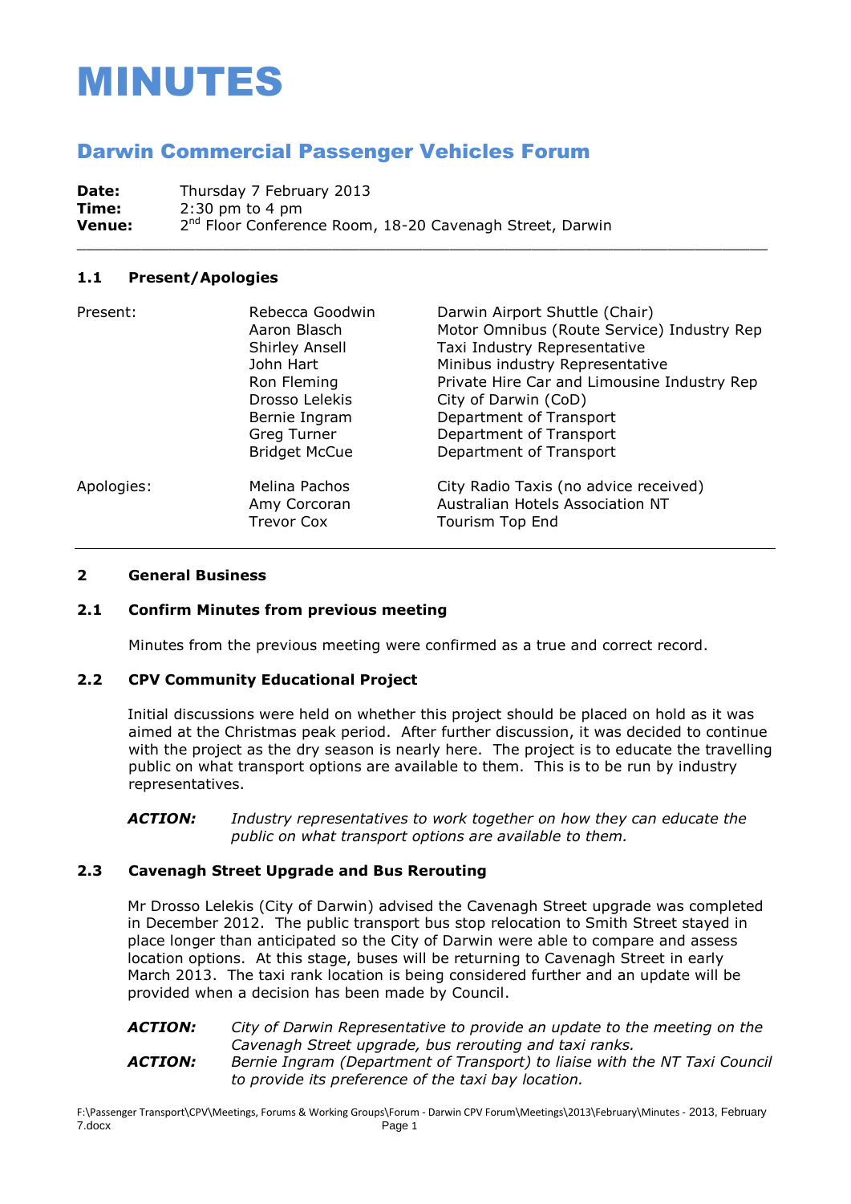# MINUTES

## Darwin Commercial Passenger Vehicles Forum

**Date:** Thursday 7 February 2013
**Time:** 2:30 pm to 4 pm
**Venue:** 2nd Floor Conference Room, 18-20 Cavenagh Street, Darwin

---

### 1.1 Present/Apologies

| | | |
|---|---|---|
| Present: | Rebecca Goodwin | Darwin Airport Shuttle (Chair) |
| | Aaron Blasch | Motor Omnibus (Route Service) Industry Rep |
| | Shirley Ansell | Taxi Industry Representative |
| | John Hart | Minibus industry Representative |
| | Ron Fleming | Private Hire Car and Limousine Industry Rep |
| | Drosso Lelekis | City of Darwin (CoD) |
| | Bernie Ingram | Department of Transport |
| | Greg Turner | Department of Transport |
| | Bridget McCue | Department of Transport |
| Apologies: | Melina Pachos | City Radio Taxis (no advice received) |
| | Amy Corcoran | Australian Hotels Association NT |
| | Trevor Cox | Tourism Top End |

---

### 2 General Business

### 2.1 Confirm Minutes from previous meeting

Minutes from the previous meeting were confirmed as a true and correct record.

### 2.2 CPV Community Educational Project

Initial discussions were held on whether this project should be placed on hold as it was aimed at the Christmas peak period. After further discussion, it was decided to continue with the project as the dry season is nearly here. The project is to educate the travelling public on what transport options are available to them. This is to be run by industry representatives.

***ACTION:*** *Industry representatives to work together on how they can educate the public on what transport options are available to them.*

### 2.3 Cavenagh Street Upgrade and Bus Rerouting

Mr Drosso Lelekis (City of Darwin) advised the Cavenagh Street upgrade was completed in December 2012. The public transport bus stop relocation to Smith Street stayed in place longer than anticipated so the City of Darwin were able to compare and assess location options. At this stage, buses will be returning to Cavenagh Street in early March 2013. The taxi rank location is being considered further and an update will be provided when a decision has been made by Council.

***ACTION:*** *City of Darwin Representative to provide an update to the meeting on the Cavenagh Street upgrade, bus rerouting and taxi ranks.*

***ACTION:*** *Bernie Ingram (Department of Transport) to liaise with the NT Taxi Council to provide its preference of the taxi bay location.*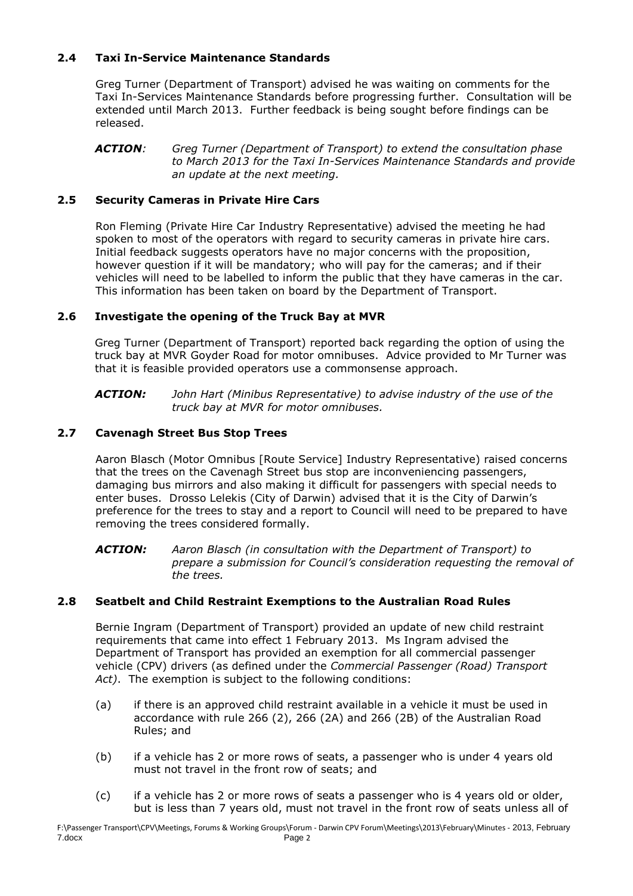### 2.4 Taxi In-Service Maintenance Standards

Greg Turner (Department of Transport) advised he was waiting on comments for the Taxi In-Services Maintenance Standards before progressing further. Consultation will be extended until March 2013. Further feedback is being sought before findings can be released.

***ACTION**: Greg Turner (Department of Transport) to extend the consultation phase to March 2013 for the Taxi In-Services Maintenance Standards and provide an update at the next meeting.*

### 2.5 Security Cameras in Private Hire Cars

Ron Fleming (Private Hire Car Industry Representative) advised the meeting he had spoken to most of the operators with regard to security cameras in private hire cars. Initial feedback suggests operators have no major concerns with the proposition, however question if it will be mandatory; who will pay for the cameras; and if their vehicles will need to be labelled to inform the public that they have cameras in the car. This information has been taken on board by the Department of Transport.

### 2.6 Investigate the opening of the Truck Bay at MVR

Greg Turner (Department of Transport) reported back regarding the option of using the truck bay at MVR Goyder Road for motor omnibuses. Advice provided to Mr Turner was that it is feasible provided operators use a commonsense approach.

***ACTION:** John Hart (Minibus Representative) to advise industry of the use of the truck bay at MVR for motor omnibuses.*

### 2.7 Cavenagh Street Bus Stop Trees

Aaron Blasch (Motor Omnibus [Route Service] Industry Representative) raised concerns that the trees on the Cavenagh Street bus stop are inconveniencing passengers, damaging bus mirrors and also making it difficult for passengers with special needs to enter buses. Drosso Lelekis (City of Darwin) advised that it is the City of Darwin's preference for the trees to stay and a report to Council will need to be prepared to have removing the trees considered formally.

***ACTION:** Aaron Blasch (in consultation with the Department of Transport) to prepare a submission for Council's consideration requesting the removal of the trees.*

### 2.8 Seatbelt and Child Restraint Exemptions to the Australian Road Rules

Bernie Ingram (Department of Transport) provided an update of new child restraint requirements that came into effect 1 February 2013. Ms Ingram advised the Department of Transport has provided an exemption for all commercial passenger vehicle (CPV) drivers (as defined under the *Commercial Passenger (Road) Transport Act)*. The exemption is subject to the following conditions:

(a) if there is an approved child restraint available in a vehicle it must be used in accordance with rule 266 (2), 266 (2A) and 266 (2B) of the Australian Road Rules; and

(b) if a vehicle has 2 or more rows of seats, a passenger who is under 4 years old must not travel in the front row of seats; and

(c) if a vehicle has 2 or more rows of seats a passenger who is 4 years old or older, but is less than 7 years old, must not travel in the front row of seats unless all of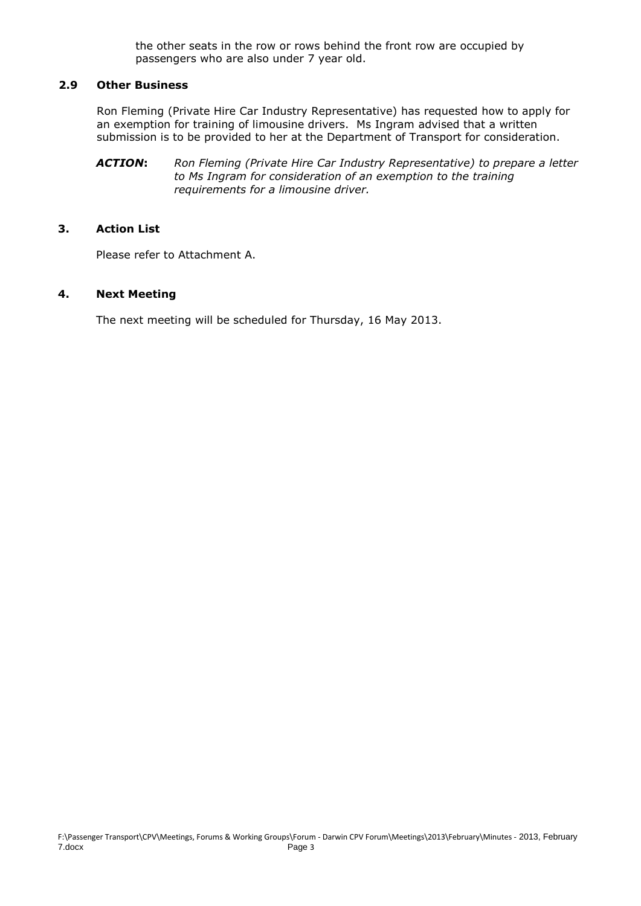the other seats in the row or rows behind the front row are occupied by passengers who are also under 7 year old.

### 2.9 Other Business

Ron Fleming (Private Hire Car Industry Representative) has requested how to apply for an exemption for training of limousine drivers. Ms Ingram advised that a written submission is to be provided to her at the Department of Transport for consideration.

***ACTION*:** *Ron Fleming (Private Hire Car Industry Representative) to prepare a letter to Ms Ingram for consideration of an exemption to the training requirements for a limousine driver.*

## 3. Action List

Please refer to Attachment A.

## 4. Next Meeting

The next meeting will be scheduled for Thursday, 16 May 2013.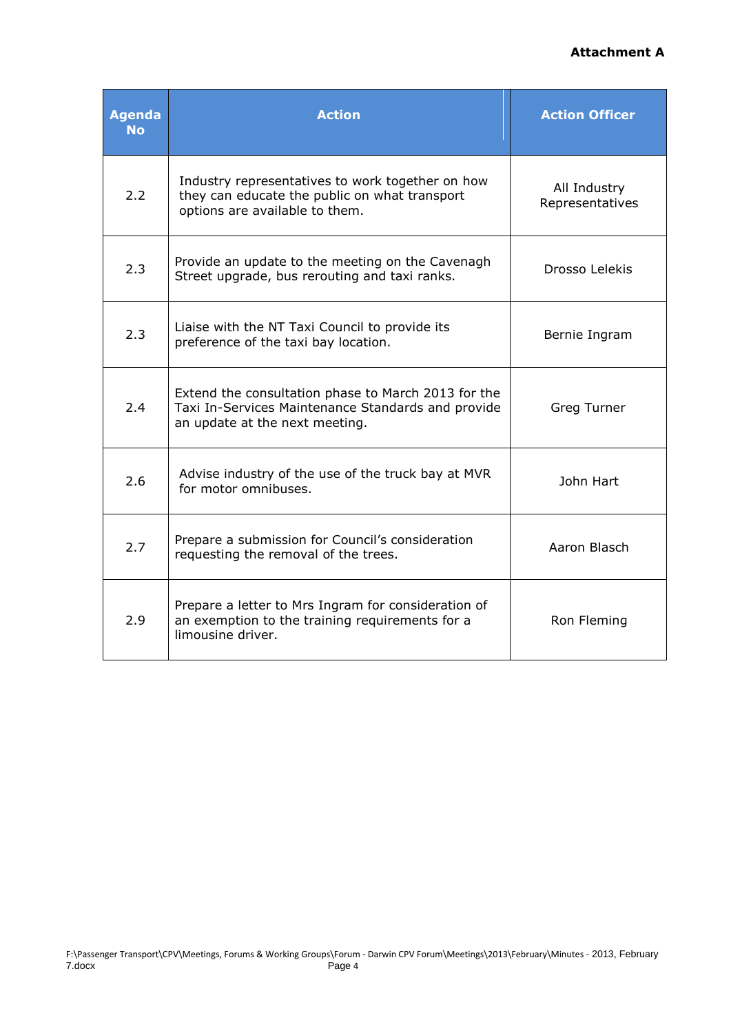**Attachment A**

| Agenda No | Action | Action Officer |
|---|---|---|
| 2.2 | Industry representatives to work together on how they can educate the public on what transport options are available to them. | All Industry Representatives |
| 2.3 | Provide an update to the meeting on the Cavenagh Street upgrade, bus rerouting and taxi ranks. | Drosso Lelekis |
| 2.3 | Liaise with the NT Taxi Council to provide its preference of the taxi bay location. | Bernie Ingram |
| 2.4 | Extend the consultation phase to March 2013 for the Taxi In-Services Maintenance Standards and provide an update at the next meeting. | Greg Turner |
| 2.6 | Advise industry of the use of the truck bay at MVR for motor omnibuses. | John Hart |
| 2.7 | Prepare a submission for Council's consideration requesting the removal of the trees. | Aaron Blasch |
| 2.9 | Prepare a letter to Mrs Ingram for consideration of an exemption to the training requirements for a limousine driver. | Ron Fleming |